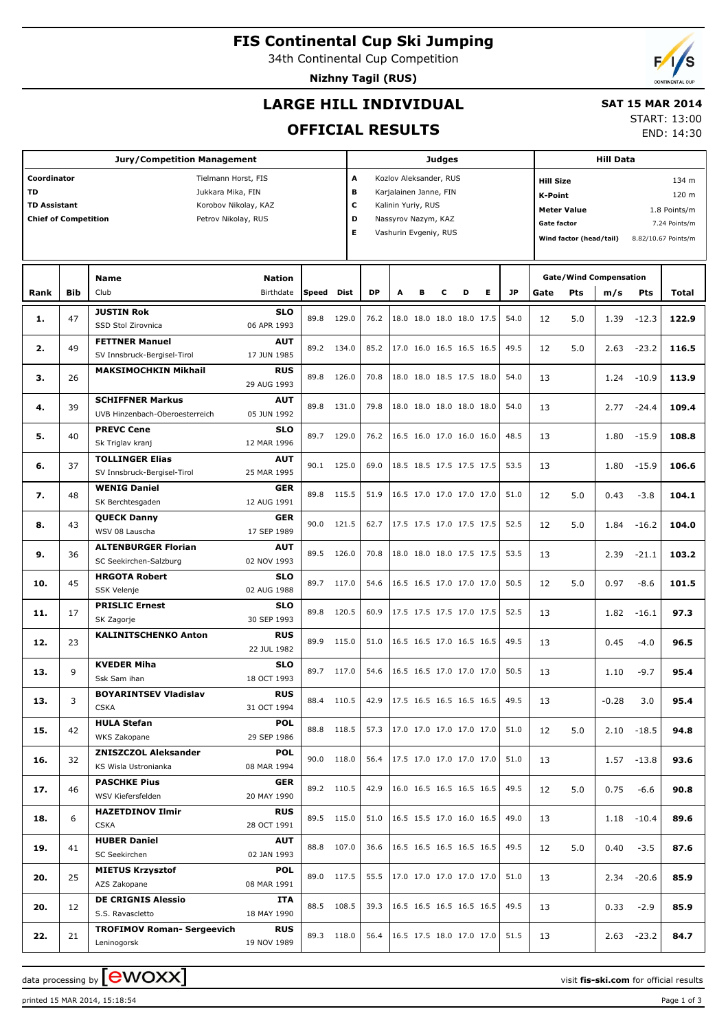# FIS Continental Cup Ski Jumping

34th Continental Cup Competition

**Nizhny Tagil (RUS)**

## LARGE HILL INDIVIDUAL

## OFFICIAL RESULTS

**SAT 15 MAR 2014**

START: 13:00

END: 14:30

| Jury/Competition Management | |
|---|---|
| Coordinator | Tielmann Horst, FIS |
| TD | Jukkara Mika, FIN |
| TD Assistant | Korobov Nikolay, KAZ |
| Chief of Competition | Petrov Nikolay, RUS |

| Judges | |
|---|---|
| A | Kozlov Aleksander, RUS |
| B | Karjalainen Janne, FIN |
| C | Kalinin Yuriy, RUS |
| D | Nassyrov Nazym, KAZ |
| E | Vashurin Evgeniy, RUS |

| Hill Data | |
|---|---|
| Hill Size | 134 m |
| K-Point | 120 m |
| Meter Value | 1.8 Points/m |
| Gate factor | 7.24 Points/m |
| Wind factor (head/tail) | 8.82/10.67 Points/m |

| Rank | Bib | Name / Club | Nation / Birthdate | Speed | Dist | DP | A | B | C | D | E | JP | Gate | Gate Pts | m/s | Wind Pts | Total |
|---|---|---|---|---|---|---|---|---|---|---|---|---|---|---|---|---|---|
| 1. | 47 | JUSTIN Rok / SSD Stol Zirovnica | SLO / 06 APR 1993 | 89.8 | 129.0 | 76.2 | 18.0 | 18.0 | 18.0 | 18.0 | 17.5 | 54.0 | 12 | 5.0 | 1.39 | -12.3 | 122.9 |
| 2. | 49 | FETTNER Manuel / SV Innsbruck-Bergisel-Tirol | AUT / 17 JUN 1985 | 89.2 | 134.0 | 85.2 | 17.0 | 16.0 | 16.5 | 16.5 | 16.5 | 49.5 | 12 | 5.0 | 2.63 | -23.2 | 116.5 |
| 3. | 26 | MAKSIMOCHKIN Mikhail | RUS / 29 AUG 1993 | 89.8 | 126.0 | 70.8 | 18.0 | 18.0 | 18.5 | 17.5 | 18.0 | 54.0 | 13 | | 1.24 | -10.9 | 113.9 |
| 4. | 39 | SCHIFFNER Markus / UVB Hinzenbach-Oberoesterreich | AUT / 05 JUN 1992 | 89.8 | 131.0 | 79.8 | 18.0 | 18.0 | 18.0 | 18.0 | 18.0 | 54.0 | 13 | | 2.77 | -24.4 | 109.4 |
| 5. | 40 | PREVC Cene / Sk Triglav kranj | SLO / 12 MAR 1996 | 89.7 | 129.0 | 76.2 | 16.5 | 16.0 | 17.0 | 16.0 | 16.0 | 48.5 | 13 | | 1.80 | -15.9 | 108.8 |
| 6. | 37 | TOLLINGER Elias / SV Innsbruck-Bergisel-Tirol | AUT / 25 MAR 1995 | 90.1 | 125.0 | 69.0 | 18.5 | 18.5 | 17.5 | 17.5 | 17.5 | 53.5 | 13 | | 1.80 | -15.9 | 106.6 |
| 7. | 48 | WENIG Daniel / SK Berchtesgaden | GER / 12 AUG 1991 | 89.8 | 115.5 | 51.9 | 16.5 | 17.0 | 17.0 | 17.0 | 17.0 | 51.0 | 12 | 5.0 | 0.43 | -3.8 | 104.1 |
| 8. | 43 | QUECK Danny / WSV 08 Lauscha | GER / 17 SEP 1989 | 90.0 | 121.5 | 62.7 | 17.5 | 17.5 | 17.0 | 17.5 | 17.5 | 52.5 | 12 | 5.0 | 1.84 | -16.2 | 104.0 |
| 9. | 36 | ALTENBURGER Florian / SC Seekirchen-Salzburg | AUT / 02 NOV 1993 | 89.5 | 126.0 | 70.8 | 18.0 | 18.0 | 18.0 | 17.5 | 17.5 | 53.5 | 13 | | 2.39 | -21.1 | 103.2 |
| 10. | 45 | HRGOTA Robert / SSK Velenje | SLO / 02 AUG 1988 | 89.7 | 117.0 | 54.6 | 16.5 | 16.5 | 17.0 | 17.0 | 17.0 | 50.5 | 12 | 5.0 | 0.97 | -8.6 | 101.5 |
| 11. | 17 | PRISLIC Ernest / SK Zagorje | SLO / 30 SEP 1993 | 89.8 | 120.5 | 60.9 | 17.5 | 17.5 | 17.5 | 17.0 | 17.5 | 52.5 | 13 | | 1.82 | -16.1 | 97.3 |
| 12. | 23 | KALINITSCHENKO Anton | RUS / 22 JUL 1982 | 89.9 | 115.0 | 51.0 | 16.5 | 16.5 | 17.0 | 16.5 | 16.5 | 49.5 | 13 | | 0.45 | -4.0 | 96.5 |
| 13. | 9 | KVEDER Miha / Ssk Sam ihan | SLO / 18 OCT 1993 | 89.7 | 117.0 | 54.6 | 16.5 | 16.5 | 17.0 | 17.0 | 17.0 | 50.5 | 13 | | 1.10 | -9.7 | 95.4 |
| 13. | 3 | BOYARINTSEV Vladislav / CSKA | RUS / 31 OCT 1994 | 88.4 | 110.5 | 42.9 | 17.5 | 16.5 | 16.5 | 16.5 | 16.5 | 49.5 | 13 | | -0.28 | 3.0 | 95.4 |
| 15. | 42 | HULA Stefan / WKS Zakopane | POL / 29 SEP 1986 | 88.8 | 118.5 | 57.3 | 17.0 | 17.0 | 17.0 | 17.0 | 17.0 | 51.0 | 12 | 5.0 | 2.10 | -18.5 | 94.8 |
| 16. | 32 | ZNISZCZOL Aleksander / KS Wisla Ustronianka | POL / 08 MAR 1994 | 90.0 | 118.0 | 56.4 | 17.5 | 17.0 | 17.0 | 17.0 | 17.0 | 51.0 | 13 | | 1.57 | -13.8 | 93.6 |
| 17. | 46 | PASCHKE Pius / WSV Kiefersfelden | GER / 20 MAY 1990 | 89.2 | 110.5 | 42.9 | 16.0 | 16.5 | 16.5 | 16.5 | 16.5 | 49.5 | 12 | 5.0 | 0.75 | -6.6 | 90.8 |
| 18. | 6 | HAZETDINOV Ilmir / CSKA | RUS / 28 OCT 1991 | 89.5 | 115.0 | 51.0 | 16.5 | 15.5 | 17.0 | 16.0 | 16.5 | 49.0 | 13 | | 1.18 | -10.4 | 89.6 |
| 19. | 41 | HUBER Daniel / SC Seekirchen | AUT / 02 JAN 1993 | 88.8 | 107.0 | 36.6 | 16.5 | 16.5 | 16.5 | 16.5 | 16.5 | 49.5 | 12 | 5.0 | 0.40 | -3.5 | 87.6 |
| 20. | 25 | MIETUS Krzysztof / AZS Zakopane | POL / 08 MAR 1991 | 89.0 | 117.5 | 55.5 | 17.0 | 17.0 | 17.0 | 17.0 | 17.0 | 51.0 | 13 | | 2.34 | -20.6 | 85.9 |
| 20. | 12 | DE CRIGNIS Alessio / S.S. Ravascletto | ITA / 18 MAY 1990 | 88.5 | 108.5 | 39.3 | 16.5 | 16.5 | 16.5 | 16.5 | 16.5 | 49.5 | 13 | | 0.33 | -2.9 | 85.9 |
| 22. | 21 | TROFIMOV Roman- Sergeevich / Leninogorsk | RUS / 19 NOV 1989 | 89.3 | 118.0 | 56.4 | 16.5 | 17.5 | 18.0 | 17.0 | 17.0 | 51.5 | 13 | | 2.63 | -23.2 | 84.7 |

data processing by ewoxx — visit fis-ski.com for official results

printed 15 MAR 2014, 15:18:54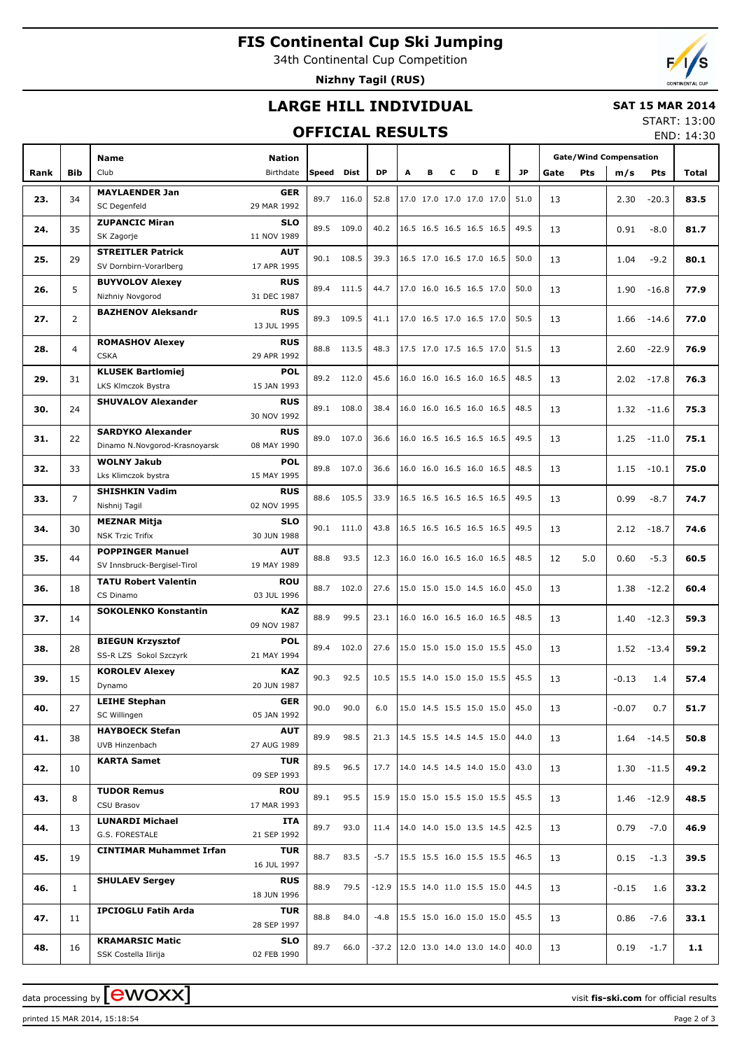# FIS Continental Cup Ski Jumping

34th Continental Cup Competition

**Nizhny Tagil (RUS)**

## LARGE HILL INDIVIDUAL

**SAT 15 MAR 2014**

START: 13:00

END: 14:30

## OFFICIAL RESULTS

| Rank | Bib | Name / Club | Nation / Birthdate | Speed | Dist | DP | A | B | C | D | E | JP | Gate | Pts | m/s | Pts | Total |
|---|---|---|---|---|---|---|---|---|---|---|---|---|---|---|---|---|---|
| 23. | 34 | **MAYLAENDER Jan** SC Degenfeld | **GER** 29 MAR 1992 | 89.7 | 116.0 | 52.8 | 17.0 | 17.0 | 17.0 | 17.0 | 17.0 | 51.0 | 13 | | 2.30 | -20.3 | **83.5** |
| 24. | 35 | **ZUPANCIC Miran** SK Zagorje | **SLO** 11 NOV 1989 | 89.5 | 109.0 | 40.2 | 16.5 | 16.5 | 16.5 | 16.5 | 16.5 | 49.5 | 13 | | 0.91 | -8.0 | **81.7** |
| 25. | 29 | **STREITLER Patrick** SV Dornbirn-Vorarlberg | **AUT** 17 APR 1995 | 90.1 | 108.5 | 39.3 | 16.5 | 17.0 | 16.5 | 17.0 | 16.5 | 50.0 | 13 | | 1.04 | -9.2 | **80.1** |
| 26. | 5 | **BUYVOLOV Alexey** Nizhniy Novgorod | **RUS** 31 DEC 1987 | 89.4 | 111.5 | 44.7 | 17.0 | 16.0 | 16.5 | 16.5 | 17.0 | 50.0 | 13 | | 1.90 | -16.8 | **77.9** |
| 27. | 2 | **BAZHENOV Aleksandr** | **RUS** 13 JUL 1995 | 89.3 | 109.5 | 41.1 | 17.0 | 16.5 | 17.0 | 16.5 | 17.0 | 50.5 | 13 | | 1.66 | -14.6 | **77.0** |
| 28. | 4 | **ROMASHOV Alexey** CSKA | **RUS** 29 APR 1992 | 88.8 | 113.5 | 48.3 | 17.5 | 17.0 | 17.5 | 16.5 | 17.0 | 51.5 | 13 | | 2.60 | -22.9 | **76.9** |
| 29. | 31 | **KLUSEK Bartlomiej** LKS Klmczok Bystra | **POL** 15 JAN 1993 | 89.2 | 112.0 | 45.6 | 16.0 | 16.0 | 16.5 | 16.0 | 16.5 | 48.5 | 13 | | 2.02 | -17.8 | **76.3** |
| 30. | 24 | **SHUVALOV Alexander** | **RUS** 30 NOV 1992 | 89.1 | 108.0 | 38.4 | 16.0 | 16.0 | 16.5 | 16.0 | 16.5 | 48.5 | 13 | | 1.32 | -11.6 | **75.3** |
| 31. | 22 | **SARDYKO Alexander** Dinamo N.Novgorod-Krasnoyarsk | **RUS** 08 MAY 1990 | 89.0 | 107.0 | 36.6 | 16.0 | 16.5 | 16.5 | 16.5 | 16.5 | 49.5 | 13 | | 1.25 | -11.0 | **75.1** |
| 32. | 33 | **WOLNY Jakub** Lks Klimczok bystra | **POL** 15 MAY 1995 | 89.8 | 107.0 | 36.6 | 16.0 | 16.0 | 16.5 | 16.0 | 16.5 | 48.5 | 13 | | 1.15 | -10.1 | **75.0** |
| 33. | 7 | **SHISHKIN Vadim** Nishnij Tagil | **RUS** 02 NOV 1995 | 88.6 | 105.5 | 33.9 | 16.5 | 16.5 | 16.5 | 16.5 | 16.5 | 49.5 | 13 | | 0.99 | -8.7 | **74.7** |
| 34. | 30 | **MEZNAR Mitja** NSK Trzic Trifix | **SLO** 30 JUN 1988 | 90.1 | 111.0 | 43.8 | 16.5 | 16.5 | 16.5 | 16.5 | 16.5 | 49.5 | 13 | | 2.12 | -18.7 | **74.6** |
| 35. | 44 | **POPPINGER Manuel** SV Innsbruck-Bergisel-Tirol | **AUT** 19 MAY 1989 | 88.8 | 93.5 | 12.3 | 16.0 | 16.0 | 16.5 | 16.0 | 16.5 | 48.5 | 12 | 5.0 | 0.60 | -5.3 | **60.5** |
| 36. | 18 | **TATU Robert Valentin** CS Dinamo | **ROU** 03 JUL 1996 | 88.7 | 102.0 | 27.6 | 15.0 | 15.0 | 15.0 | 14.5 | 16.0 | 45.0 | 13 | | 1.38 | -12.2 | **60.4** |
| 37. | 14 | **SOKOLENKO Konstantin** | **KAZ** 09 NOV 1987 | 88.9 | 99.5 | 23.1 | 16.0 | 16.0 | 16.5 | 16.0 | 16.5 | 48.5 | 13 | | 1.40 | -12.3 | **59.3** |
| 38. | 28 | **BIEGUN Krzysztof** SS-R LZS Sokol Szczyrk | **POL** 21 MAY 1994 | 89.4 | 102.0 | 27.6 | 15.0 | 15.0 | 15.0 | 15.0 | 15.5 | 45.0 | 13 | | 1.52 | -13.4 | **59.2** |
| 39. | 15 | **KOROLEV Alexey** Dynamo | **KAZ** 20 JUN 1987 | 90.3 | 92.5 | 10.5 | 15.5 | 14.0 | 15.0 | 15.0 | 15.5 | 45.5 | 13 | | -0.13 | 1.4 | **57.4** |
| 40. | 27 | **LEIHE Stephan** SC Willingen | **GER** 05 JAN 1992 | 90.0 | 90.0 | 6.0 | 15.0 | 14.5 | 15.5 | 15.0 | 15.0 | 45.0 | 13 | | -0.07 | 0.7 | **51.7** |
| 41. | 38 | **HAYBOECK Stefan** UVB Hinzenbach | **AUT** 27 AUG 1989 | 89.9 | 98.5 | 21.3 | 14.5 | 15.5 | 14.5 | 14.5 | 15.0 | 44.0 | 13 | | 1.64 | -14.5 | **50.8** |
| 42. | 10 | **KARTA Samet** | **TUR** 09 SEP 1993 | 89.5 | 96.5 | 17.7 | 14.0 | 14.5 | 14.5 | 14.0 | 15.0 | 43.0 | 13 | | 1.30 | -11.5 | **49.2** |
| 43. | 8 | **TUDOR Remus** CSU Brasov | **ROU** 17 MAR 1993 | 89.1 | 95.5 | 15.9 | 15.0 | 15.0 | 15.5 | 15.0 | 15.5 | 45.5 | 13 | | 1.46 | -12.9 | **48.5** |
| 44. | 13 | **LUNARDI Michael** G.S. FORESTALE | **ITA** 21 SEP 1992 | 89.7 | 93.0 | 11.4 | 14.0 | 14.0 | 15.0 | 13.5 | 14.5 | 42.5 | 13 | | 0.79 | -7.0 | **46.9** |
| 45. | 19 | **CINTIMAR Muhammet Irfan** | **TUR** 16 JUL 1997 | 88.7 | 83.5 | -5.7 | 15.5 | 15.5 | 16.0 | 15.5 | 15.5 | 46.5 | 13 | | 0.15 | -1.3 | **39.5** |
| 46. | 1 | **SHULAEV Sergey** | **RUS** 18 JUN 1996 | 88.9 | 79.5 | -12.9 | 15.5 | 14.0 | 11.0 | 15.5 | 15.0 | 44.5 | 13 | | -0.15 | 1.6 | **33.2** |
| 47. | 11 | **IPCIOGLU Fatih Arda** | **TUR** 28 SEP 1997 | 88.8 | 84.0 | -4.8 | 15.5 | 15.0 | 16.0 | 15.0 | 15.0 | 45.5 | 13 | | 0.86 | -7.6 | **33.1** |
| 48. | 16 | **KRAMARSIC Matic** SSK Costella Ilirija | **SLO** 02 FEB 1990 | 89.7 | 66.0 | -37.2 | 12.0 | 13.0 | 14.0 | 13.0 | 14.0 | 40.0 | 13 | | 0.19 | -1.7 | **1.1** |

Gate/Wind Compensation: Gate, Pts, m/s, Pts

data processing by ewoxx — visit **fis-ski.com** for official results

printed 15 MAR 2014, 15:18:54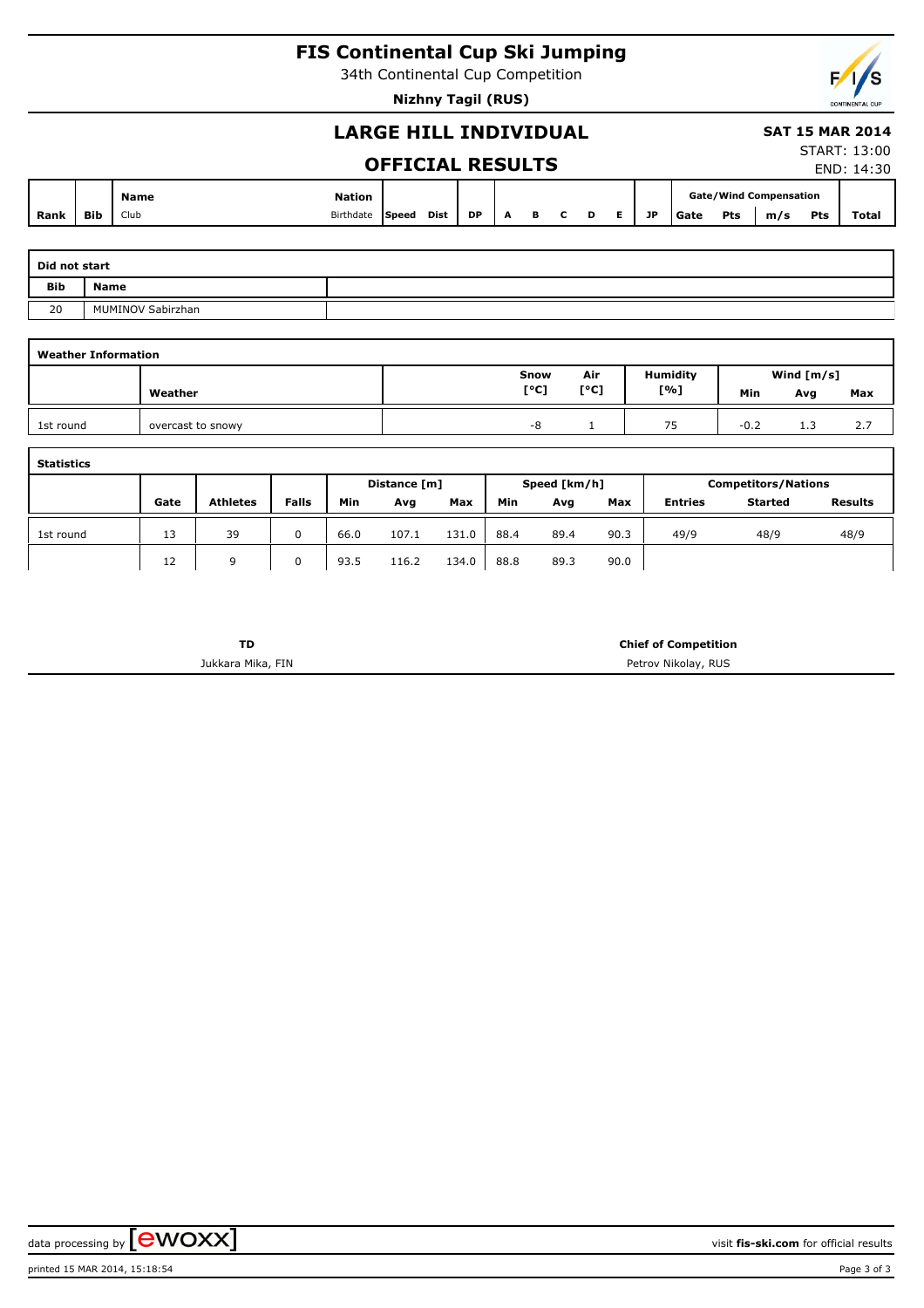# FIS Continental Cup Ski Jumping

34th Continental Cup Competition

**Nizhny Tagil (RUS)**

## LARGE HILL INDIVIDUAL

**SAT 15 MAR 2014**

START: 13:00

END: 14:30

## OFFICIAL RESULTS

| Rank | Bib | Name / Club | Nation / Birthdate | Speed | Dist | DP | A | B | C | D | E | JP | Gate | Pts | m/s | Pts | Total |
|---|---|---|---|---|---|---|---|---|---|---|---|---|---|---|---|---|---|

### Did not start

| Bib | Name |
|---|---|
| 20 | MUMINOV Sabirzhan |

### Weather Information

| | Weather | Snow [°C] | Air [°C] | Humidity [%] | Wind [m/s] Min | Avg | Max |
|---|---|---|---|---|---|---|---|
| 1st round | overcast to snowy | -8 | 1 | 75 | -0.2 | 1.3 | 2.7 |

### Statistics

| | Gate | Athletes | Falls | Distance [m] Min | Avg | Max | Speed [km/h] Min | Avg | Max | Competitors/Nations Entries | Started | Results |
|---|---|---|---|---|---|---|---|---|---|---|---|---|
| 1st round | 13 | 39 | 0 | 66.0 | 107.1 | 131.0 | 88.4 | 89.4 | 90.3 | 49/9 | 48/9 | 48/9 |
| | 12 | 9 | 0 | 93.5 | 116.2 | 134.0 | 88.8 | 89.3 | 90.0 | | | |

**TD**
Jukkara Mika, FIN

**Chief of Competition**
Petrov Nikolay, RUS

data processing by ewoxx — visit **fis-ski.com** for official results

printed 15 MAR 2014, 15:18:54